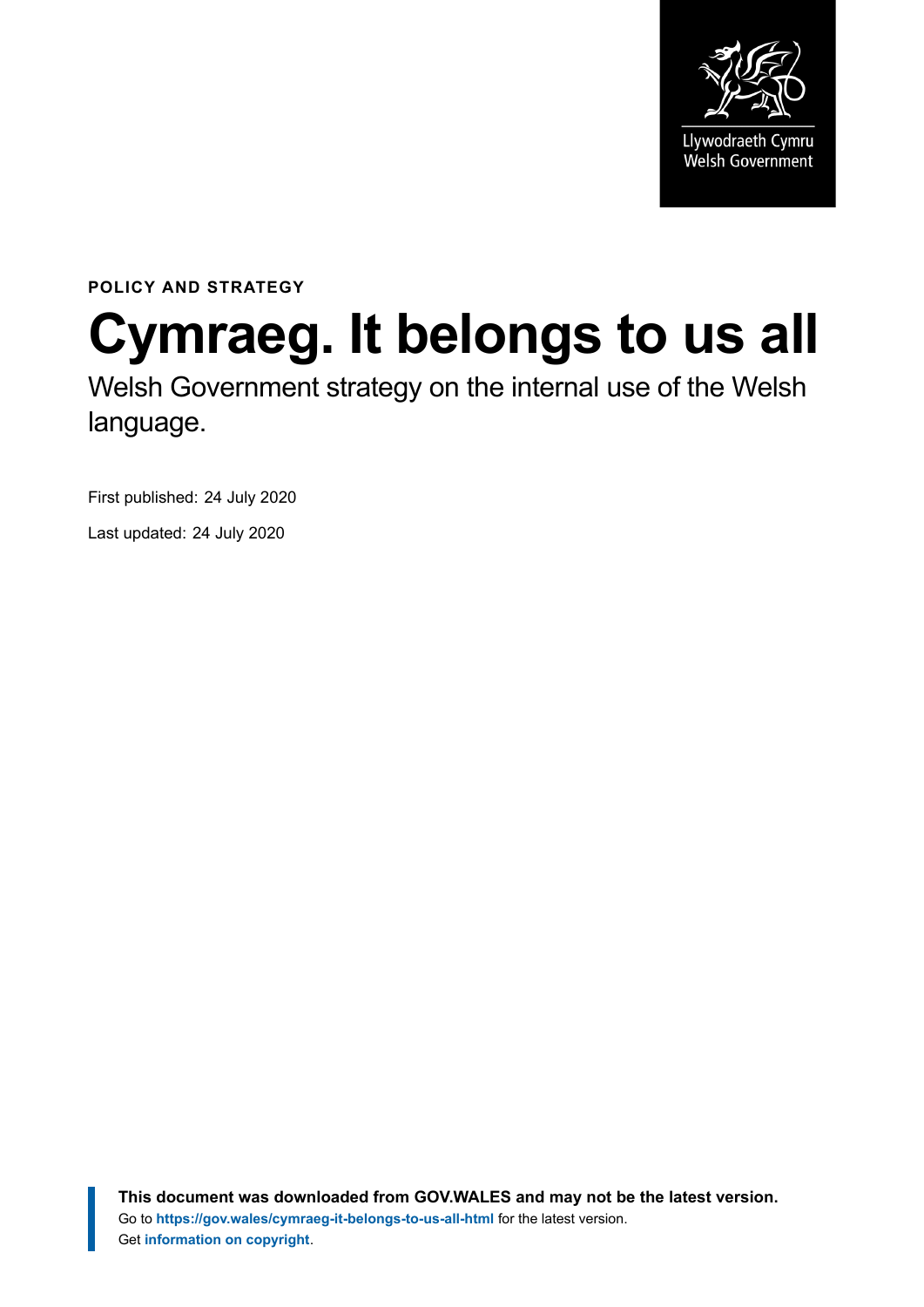Llywodraeth Cymru
Welsh Government

**POLICY AND STRATEGY**

# Cymraeg. It belongs to us all

Welsh Government strategy on the internal use of the Welsh language.

First published: 24 July 2020

Last updated: 24 July 2020

**This document was downloaded from GOV.WALES and may not be the latest version.**
Go to **https://gov.wales/cymraeg-it-belongs-to-us-all-html** for the latest version.
Get **information on copyright**.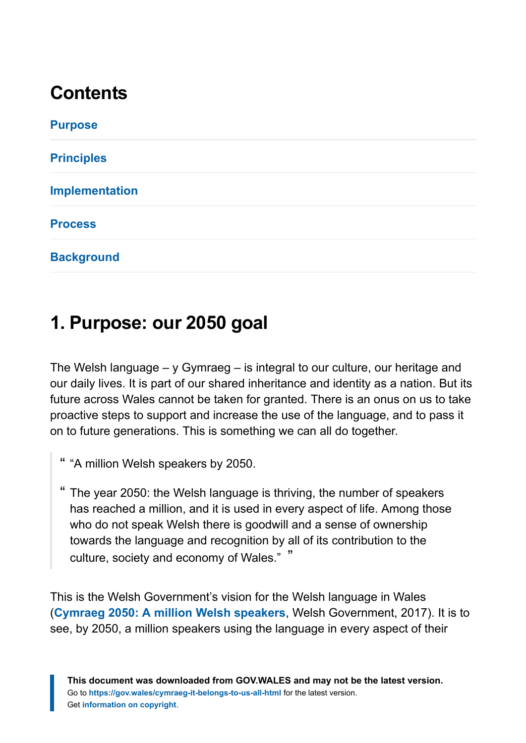## Contents

Purpose

Principles

Implementation

Process

Background

## 1. Purpose: our 2050 goal

The Welsh language – y Gymraeg – is integral to our culture, our heritage and our daily lives. It is part of our shared inheritance and identity as a nation. But its future across Wales cannot be taken for granted. There is an onus on us to take proactive steps to support and increase the use of the language, and to pass it on to future generations. This is something we can all do together.

> "A million Welsh speakers by 2050.
>
> The year 2050: the Welsh language is thriving, the number of speakers has reached a million, and it is used in every aspect of life. Among those who do not speak Welsh there is goodwill and a sense of ownership towards the language and recognition by all of its contribution to the culture, society and economy of Wales."

This is the Welsh Government's vision for the Welsh language in Wales (**Cymraeg 2050: A million Welsh speakers**, Welsh Government, 2017). It is to see, by 2050, a million speakers using the language in every aspect of their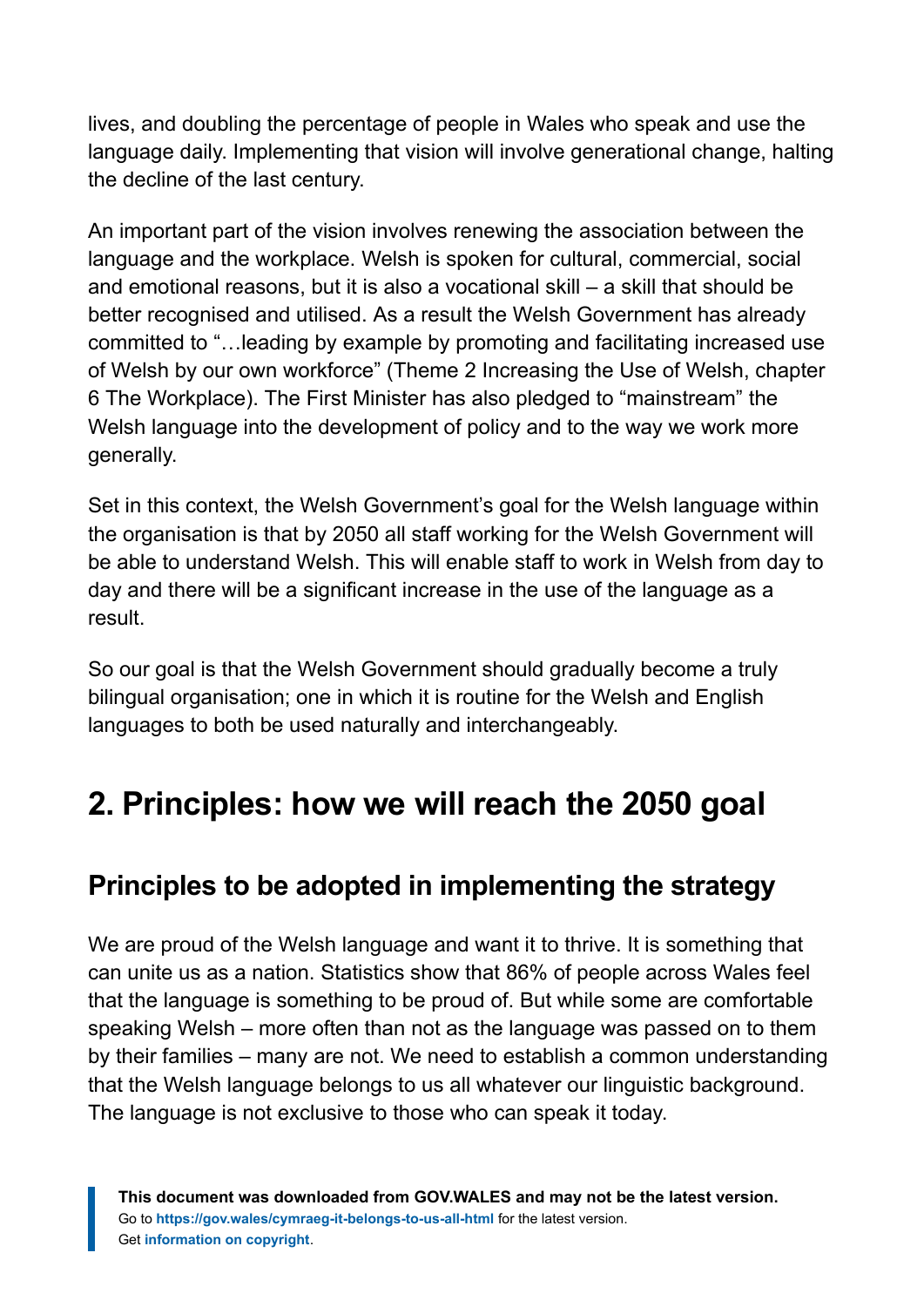lives, and doubling the percentage of people in Wales who speak and use the language daily. Implementing that vision will involve generational change, halting the decline of the last century.

An important part of the vision involves renewing the association between the language and the workplace. Welsh is spoken for cultural, commercial, social and emotional reasons, but it is also a vocational skill – a skill that should be better recognised and utilised. As a result the Welsh Government has already committed to "…leading by example by promoting and facilitating increased use of Welsh by our own workforce" (Theme 2 Increasing the Use of Welsh, chapter 6 The Workplace). The First Minister has also pledged to "mainstream" the Welsh language into the development of policy and to the way we work more generally.

Set in this context, the Welsh Government's goal for the Welsh language within the organisation is that by 2050 all staff working for the Welsh Government will be able to understand Welsh. This will enable staff to work in Welsh from day to day and there will be a significant increase in the use of the language as a result.

So our goal is that the Welsh Government should gradually become a truly bilingual organisation; one in which it is routine for the Welsh and English languages to both be used naturally and interchangeably.

## 2. Principles: how we will reach the 2050 goal

### Principles to be adopted in implementing the strategy

We are proud of the Welsh language and want it to thrive. It is something that can unite us as a nation. Statistics show that 86% of people across Wales feel that the language is something to be proud of. But while some are comfortable speaking Welsh – more often than not as the language was passed on to them by their families – many are not. We need to establish a common understanding that the Welsh language belongs to us all whatever our linguistic background. The language is not exclusive to those who can speak it today.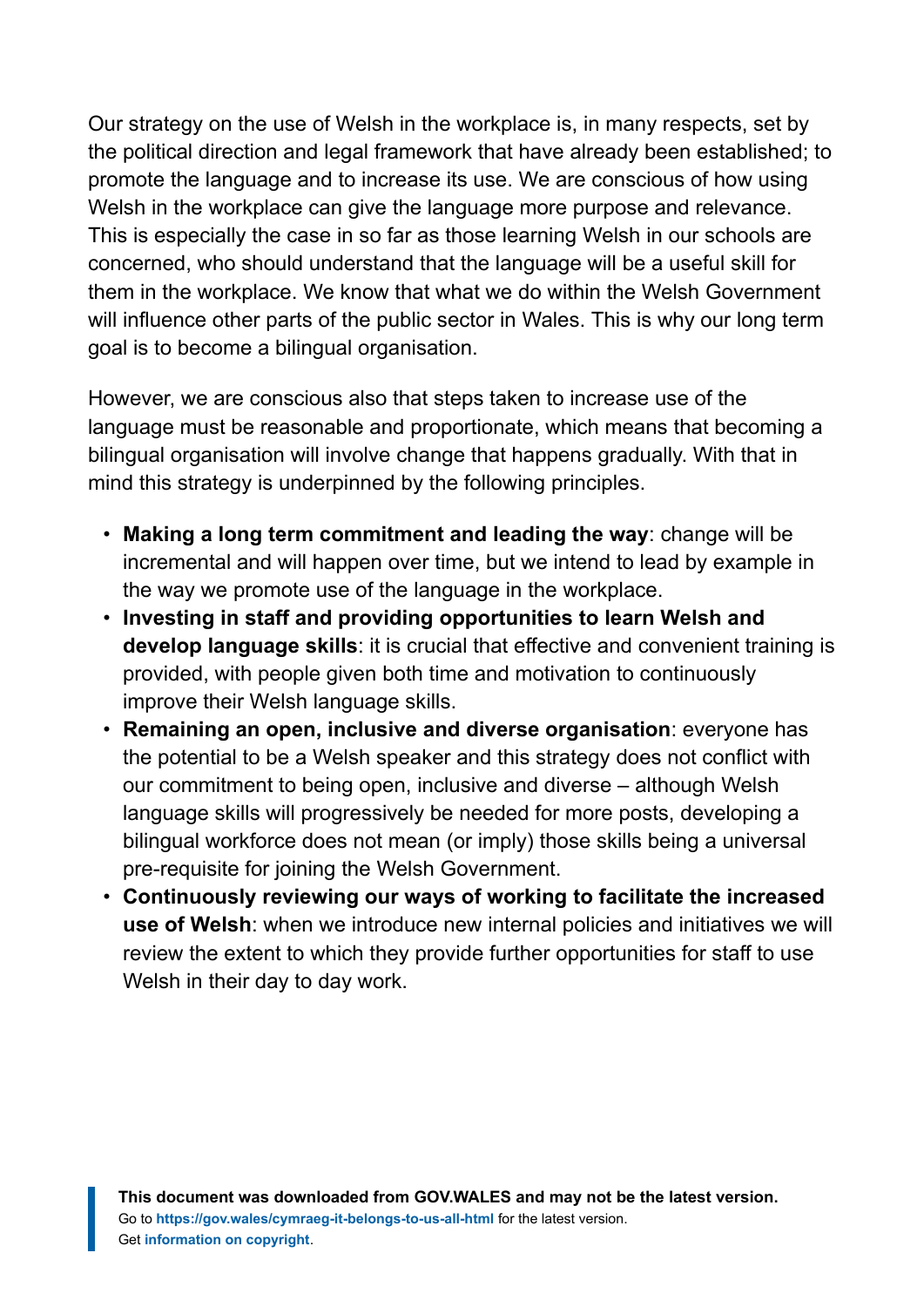Our strategy on the use of Welsh in the workplace is, in many respects, set by the political direction and legal framework that have already been established; to promote the language and to increase its use. We are conscious of how using Welsh in the workplace can give the language more purpose and relevance. This is especially the case in so far as those learning Welsh in our schools are concerned, who should understand that the language will be a useful skill for them in the workplace. We know that what we do within the Welsh Government will influence other parts of the public sector in Wales. This is why our long term goal is to become a bilingual organisation.

However, we are conscious also that steps taken to increase use of the language must be reasonable and proportionate, which means that becoming a bilingual organisation will involve change that happens gradually. With that in mind this strategy is underpinned by the following principles.

- **Making a long term commitment and leading the way**: change will be incremental and will happen over time, but we intend to lead by example in the way we promote use of the language in the workplace.
- **Investing in staff and providing opportunities to learn Welsh and develop language skills**: it is crucial that effective and convenient training is provided, with people given both time and motivation to continuously improve their Welsh language skills.
- **Remaining an open, inclusive and diverse organisation**: everyone has the potential to be a Welsh speaker and this strategy does not conflict with our commitment to being open, inclusive and diverse – although Welsh language skills will progressively be needed for more posts, developing a bilingual workforce does not mean (or imply) those skills being a universal pre-requisite for joining the Welsh Government.
- **Continuously reviewing our ways of working to facilitate the increased use of Welsh**: when we introduce new internal policies and initiatives we will review the extent to which they provide further opportunities for staff to use Welsh in their day to day work.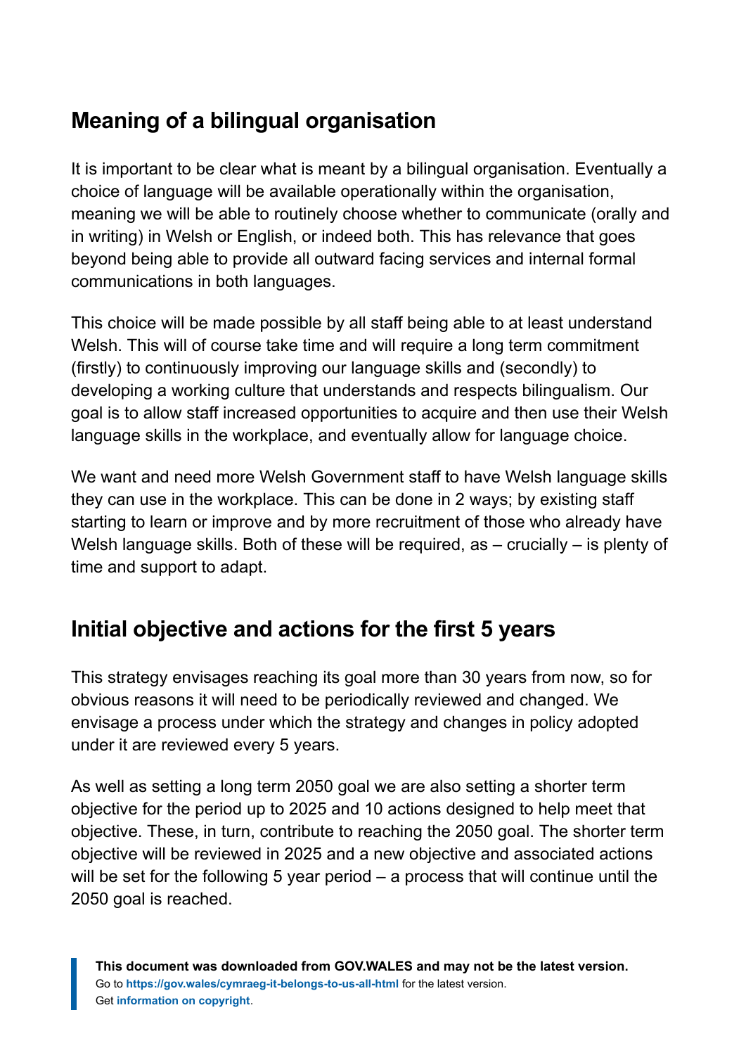## Meaning of a bilingual organisation

It is important to be clear what is meant by a bilingual organisation. Eventually a choice of language will be available operationally within the organisation, meaning we will be able to routinely choose whether to communicate (orally and in writing) in Welsh or English, or indeed both. This has relevance that goes beyond being able to provide all outward facing services and internal formal communications in both languages.

This choice will be made possible by all staff being able to at least understand Welsh. This will of course take time and will require a long term commitment (firstly) to continuously improving our language skills and (secondly) to developing a working culture that understands and respects bilingualism. Our goal is to allow staff increased opportunities to acquire and then use their Welsh language skills in the workplace, and eventually allow for language choice.

We want and need more Welsh Government staff to have Welsh language skills they can use in the workplace. This can be done in 2 ways; by existing staff starting to learn or improve and by more recruitment of those who already have Welsh language skills. Both of these will be required, as – crucially – is plenty of time and support to adapt.

## Initial objective and actions for the first 5 years

This strategy envisages reaching its goal more than 30 years from now, so for obvious reasons it will need to be periodically reviewed and changed. We envisage a process under which the strategy and changes in policy adopted under it are reviewed every 5 years.

As well as setting a long term 2050 goal we are also setting a shorter term objective for the period up to 2025 and 10 actions designed to help meet that objective. These, in turn, contribute to reaching the 2050 goal. The shorter term objective will be reviewed in 2025 and a new objective and associated actions will be set for the following 5 year period – a process that will continue until the 2050 goal is reached.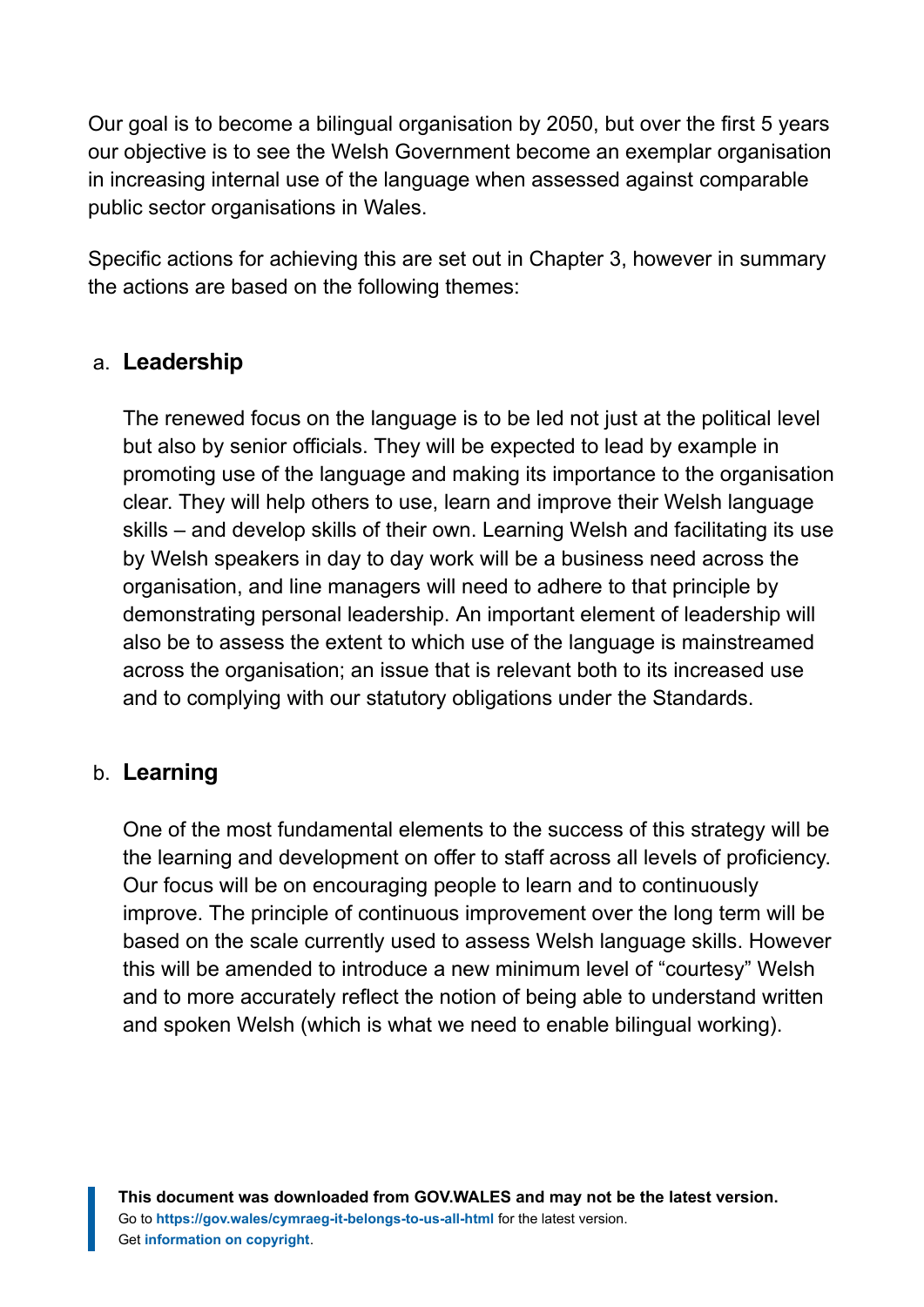Our goal is to become a bilingual organisation by 2050, but over the first 5 years our objective is to see the Welsh Government become an exemplar organisation in increasing internal use of the language when assessed against comparable public sector organisations in Wales.

Specific actions for achieving this are set out in Chapter 3, however in summary the actions are based on the following themes:

a. **Leadership**

   The renewed focus on the language is to be led not just at the political level but also by senior officials. They will be expected to lead by example in promoting use of the language and making its importance to the organisation clear. They will help others to use, learn and improve their Welsh language skills – and develop skills of their own. Learning Welsh and facilitating its use by Welsh speakers in day to day work will be a business need across the organisation, and line managers will need to adhere to that principle by demonstrating personal leadership. An important element of leadership will also be to assess the extent to which use of the language is mainstreamed across the organisation; an issue that is relevant both to its increased use and to complying with our statutory obligations under the Standards.

b. **Learning**

   One of the most fundamental elements to the success of this strategy will be the learning and development on offer to staff across all levels of proficiency. Our focus will be on encouraging people to learn and to continuously improve. The principle of continuous improvement over the long term will be based on the scale currently used to assess Welsh language skills. However this will be amended to introduce a new minimum level of "courtesy" Welsh and to more accurately reflect the notion of being able to understand written and spoken Welsh (which is what we need to enable bilingual working).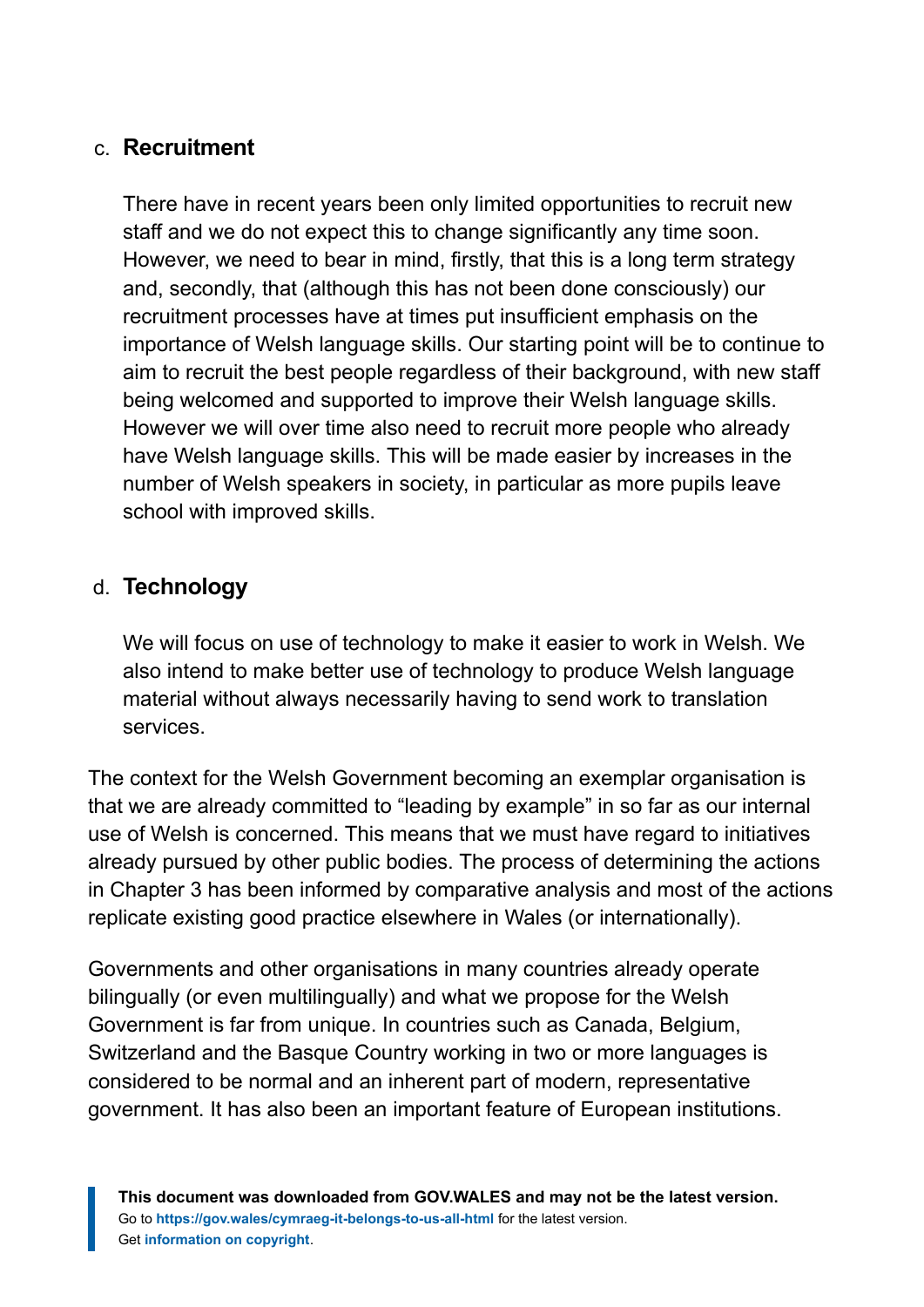c. **Recruitment**

   There have in recent years been only limited opportunities to recruit new staff and we do not expect this to change significantly any time soon. However, we need to bear in mind, firstly, that this is a long term strategy and, secondly, that (although this has not been done consciously) our recruitment processes have at times put insufficient emphasis on the importance of Welsh language skills. Our starting point will be to continue to aim to recruit the best people regardless of their background, with new staff being welcomed and supported to improve their Welsh language skills. However we will over time also need to recruit more people who already have Welsh language skills. This will be made easier by increases in the number of Welsh speakers in society, in particular as more pupils leave school with improved skills.

d. **Technology**

   We will focus on use of technology to make it easier to work in Welsh. We also intend to make better use of technology to produce Welsh language material without always necessarily having to send work to translation services.

The context for the Welsh Government becoming an exemplar organisation is that we are already committed to "leading by example" in so far as our internal use of Welsh is concerned. This means that we must have regard to initiatives already pursued by other public bodies. The process of determining the actions in Chapter 3 has been informed by comparative analysis and most of the actions replicate existing good practice elsewhere in Wales (or internationally).

Governments and other organisations in many countries already operate bilingually (or even multilingually) and what we propose for the Welsh Government is far from unique. In countries such as Canada, Belgium, Switzerland and the Basque Country working in two or more languages is considered to be normal and an inherent part of modern, representative government. It has also been an important feature of European institutions.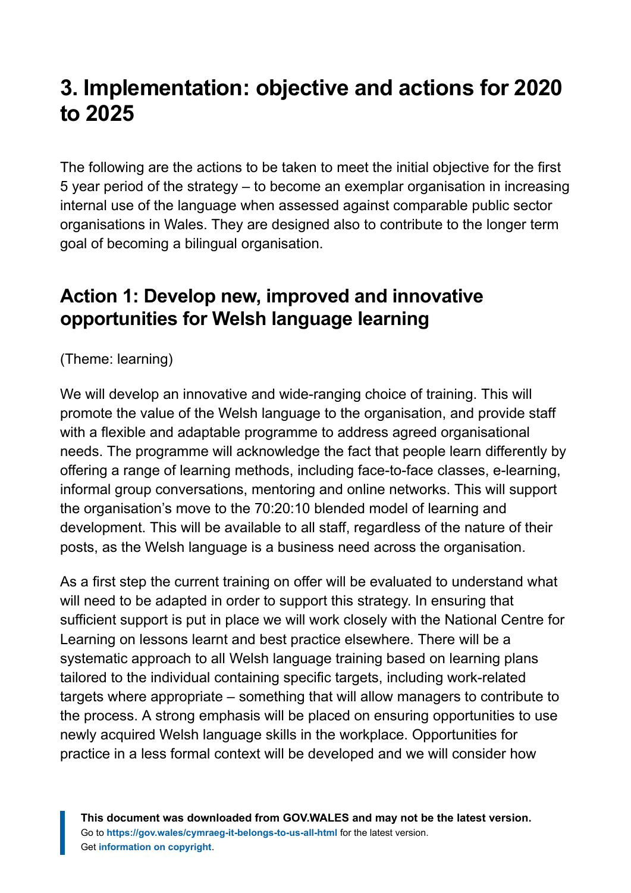# 3. Implementation: objective and actions for 2020 to 2025

The following are the actions to be taken to meet the initial objective for the first 5 year period of the strategy – to become an exemplar organisation in increasing internal use of the language when assessed against comparable public sector organisations in Wales. They are designed also to contribute to the longer term goal of becoming a bilingual organisation.

## Action 1: Develop new, improved and innovative opportunities for Welsh language learning

(Theme: learning)

We will develop an innovative and wide-ranging choice of training. This will promote the value of the Welsh language to the organisation, and provide staff with a flexible and adaptable programme to address agreed organisational needs. The programme will acknowledge the fact that people learn differently by offering a range of learning methods, including face-to-face classes, e-learning, informal group conversations, mentoring and online networks. This will support the organisation's move to the 70:20:10 blended model of learning and development. This will be available to all staff, regardless of the nature of their posts, as the Welsh language is a business need across the organisation.

As a first step the current training on offer will be evaluated to understand what will need to be adapted in order to support this strategy. In ensuring that sufficient support is put in place we will work closely with the National Centre for Learning on lessons learnt and best practice elsewhere. There will be a systematic approach to all Welsh language training based on learning plans tailored to the individual containing specific targets, including work-related targets where appropriate – something that will allow managers to contribute to the process. A strong emphasis will be placed on ensuring opportunities to use newly acquired Welsh language skills in the workplace. Opportunities for practice in a less formal context will be developed and we will consider how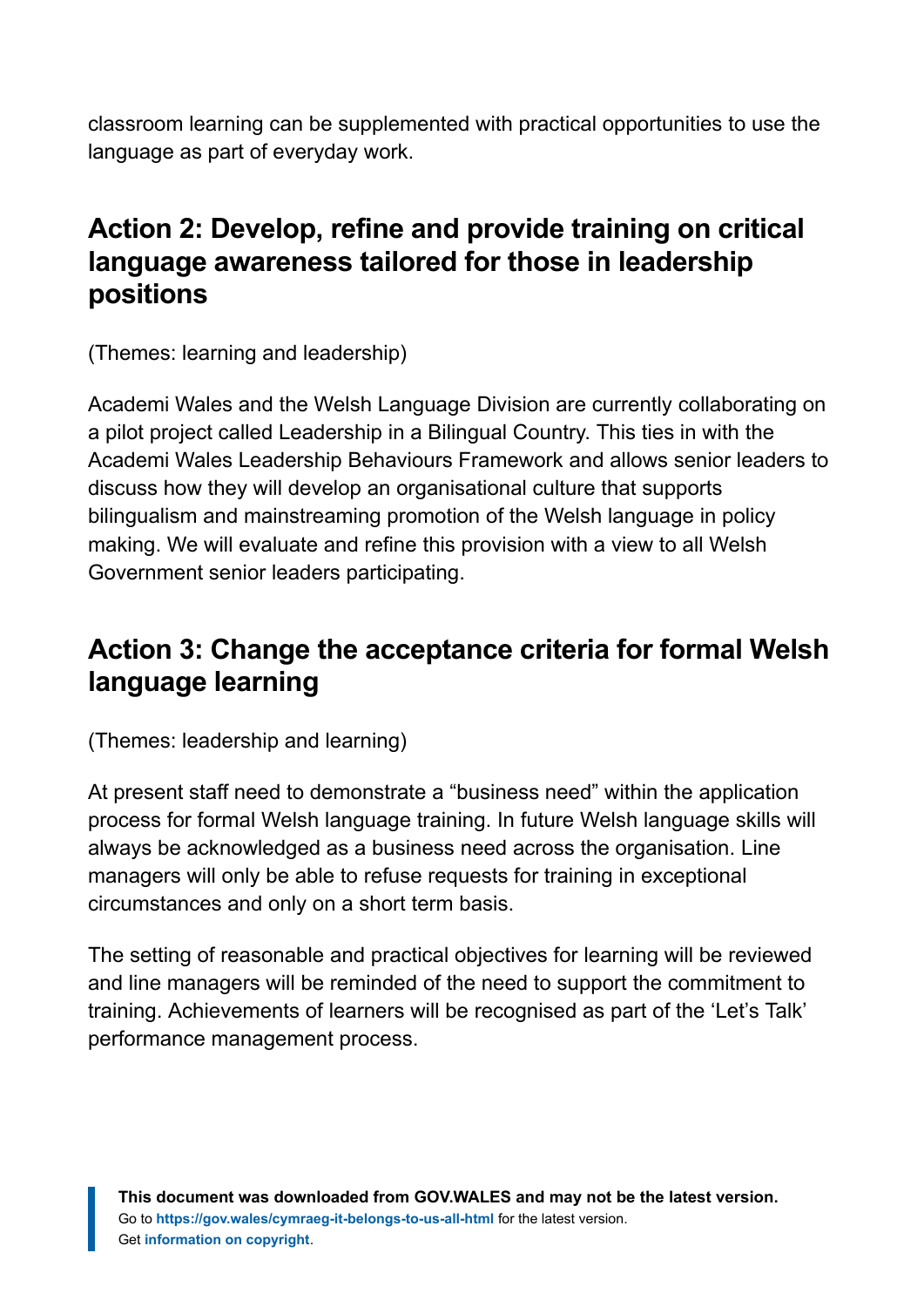classroom learning can be supplemented with practical opportunities to use the language as part of everyday work.

## Action 2: Develop, refine and provide training on critical language awareness tailored for those in leadership positions

(Themes: learning and leadership)

Academi Wales and the Welsh Language Division are currently collaborating on a pilot project called Leadership in a Bilingual Country. This ties in with the Academi Wales Leadership Behaviours Framework and allows senior leaders to discuss how they will develop an organisational culture that supports bilingualism and mainstreaming promotion of the Welsh language in policy making. We will evaluate and refine this provision with a view to all Welsh Government senior leaders participating.

## Action 3: Change the acceptance criteria for formal Welsh language learning

(Themes: leadership and learning)

At present staff need to demonstrate a "business need" within the application process for formal Welsh language training. In future Welsh language skills will always be acknowledged as a business need across the organisation. Line managers will only be able to refuse requests for training in exceptional circumstances and only on a short term basis.

The setting of reasonable and practical objectives for learning will be reviewed and line managers will be reminded of the need to support the commitment to training. Achievements of learners will be recognised as part of the 'Let's Talk' performance management process.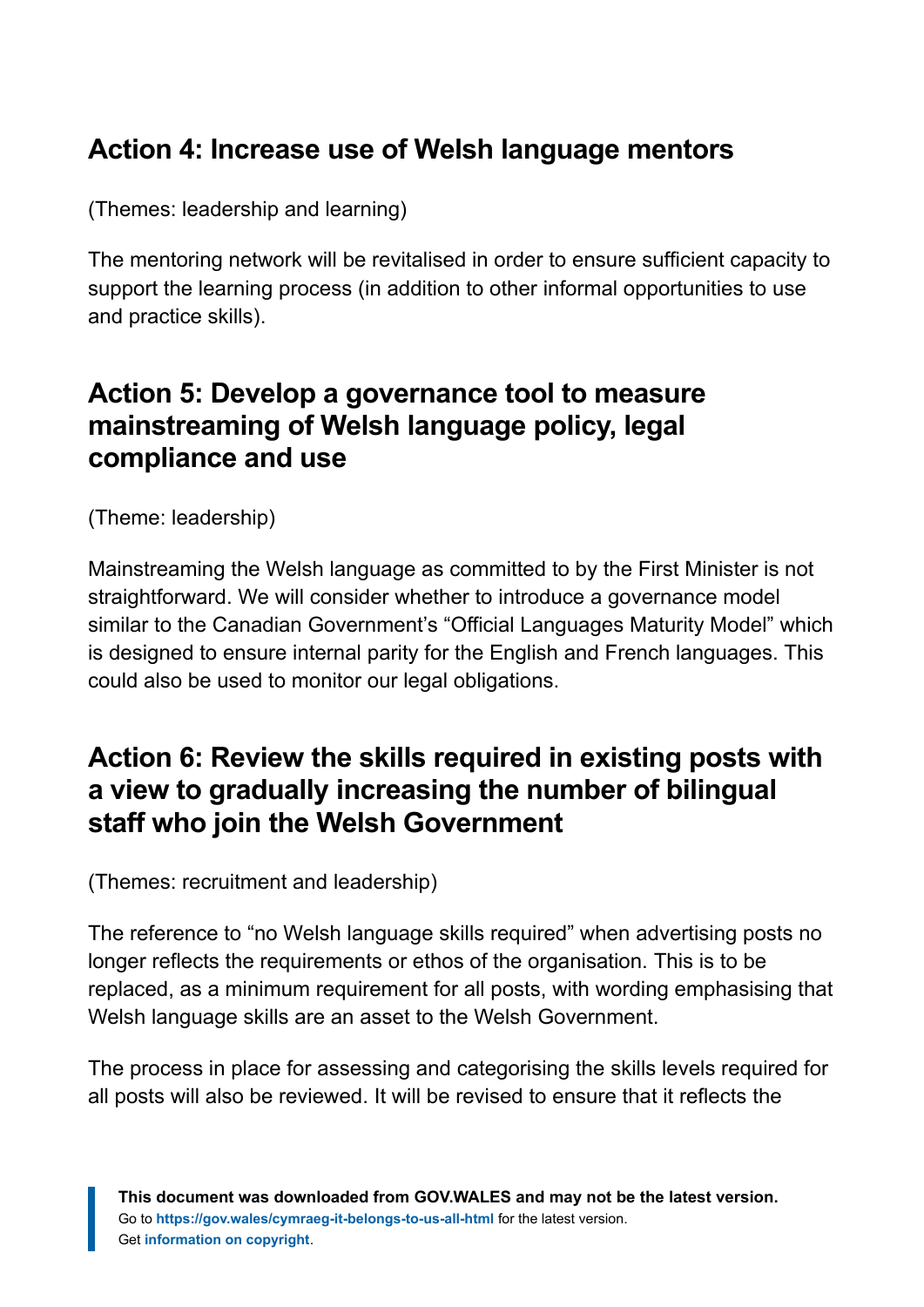## Action 4: Increase use of Welsh language mentors

(Themes: leadership and learning)

The mentoring network will be revitalised in order to ensure sufficient capacity to support the learning process (in addition to other informal opportunities to use and practice skills).

## Action 5: Develop a governance tool to measure mainstreaming of Welsh language policy, legal compliance and use

(Theme: leadership)

Mainstreaming the Welsh language as committed to by the First Minister is not straightforward. We will consider whether to introduce a governance model similar to the Canadian Government's "Official Languages Maturity Model" which is designed to ensure internal parity for the English and French languages. This could also be used to monitor our legal obligations.

## Action 6: Review the skills required in existing posts with a view to gradually increasing the number of bilingual staff who join the Welsh Government

(Themes: recruitment and leadership)

The reference to "no Welsh language skills required" when advertising posts no longer reflects the requirements or ethos of the organisation. This is to be replaced, as a minimum requirement for all posts, with wording emphasising that Welsh language skills are an asset to the Welsh Government.

The process in place for assessing and categorising the skills levels required for all posts will also be reviewed. It will be revised to ensure that it reflects the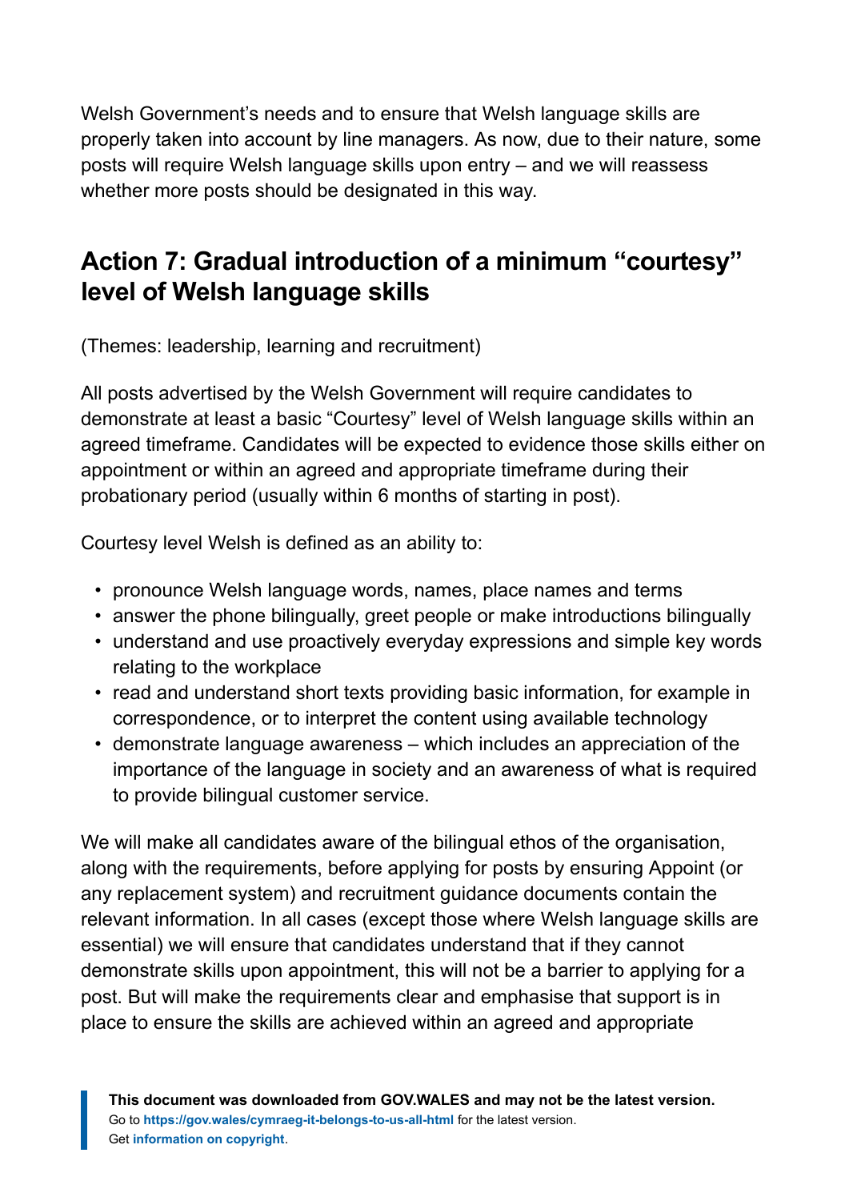Welsh Government's needs and to ensure that Welsh language skills are properly taken into account by line managers. As now, due to their nature, some posts will require Welsh language skills upon entry – and we will reassess whether more posts should be designated in this way.

## Action 7: Gradual introduction of a minimum "courtesy" level of Welsh language skills

(Themes: leadership, learning and recruitment)

All posts advertised by the Welsh Government will require candidates to demonstrate at least a basic "Courtesy" level of Welsh language skills within an agreed timeframe. Candidates will be expected to evidence those skills either on appointment or within an agreed and appropriate timeframe during their probationary period (usually within 6 months of starting in post).

Courtesy level Welsh is defined as an ability to:

- pronounce Welsh language words, names, place names and terms
- answer the phone bilingually, greet people or make introductions bilingually
- understand and use proactively everyday expressions and simple key words relating to the workplace
- read and understand short texts providing basic information, for example in correspondence, or to interpret the content using available technology
- demonstrate language awareness – which includes an appreciation of the importance of the language in society and an awareness of what is required to provide bilingual customer service.

We will make all candidates aware of the bilingual ethos of the organisation, along with the requirements, before applying for posts by ensuring Appoint (or any replacement system) and recruitment guidance documents contain the relevant information. In all cases (except those where Welsh language skills are essential) we will ensure that candidates understand that if they cannot demonstrate skills upon appointment, this will not be a barrier to applying for a post. But will make the requirements clear and emphasise that support is in place to ensure the skills are achieved within an agreed and appropriate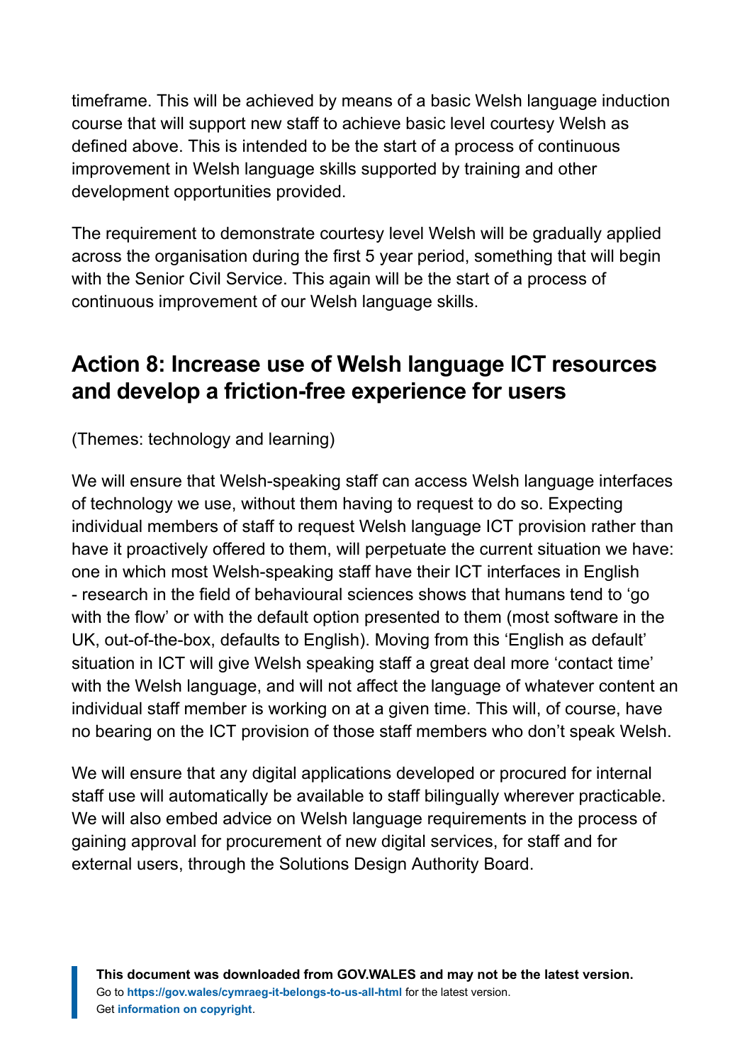timeframe. This will be achieved by means of a basic Welsh language induction course that will support new staff to achieve basic level courtesy Welsh as defined above. This is intended to be the start of a process of continuous improvement in Welsh language skills supported by training and other development opportunities provided.

The requirement to demonstrate courtesy level Welsh will be gradually applied across the organisation during the first 5 year period, something that will begin with the Senior Civil Service. This again will be the start of a process of continuous improvement of our Welsh language skills.

## Action 8: Increase use of Welsh language ICT resources and develop a friction-free experience for users

(Themes: technology and learning)

We will ensure that Welsh-speaking staff can access Welsh language interfaces of technology we use, without them having to request to do so. Expecting individual members of staff to request Welsh language ICT provision rather than have it proactively offered to them, will perpetuate the current situation we have: one in which most Welsh-speaking staff have their ICT interfaces in English - research in the field of behavioural sciences shows that humans tend to 'go with the flow' or with the default option presented to them (most software in the UK, out-of-the-box, defaults to English). Moving from this 'English as default' situation in ICT will give Welsh speaking staff a great deal more 'contact time' with the Welsh language, and will not affect the language of whatever content an individual staff member is working on at a given time. This will, of course, have no bearing on the ICT provision of those staff members who don't speak Welsh.

We will ensure that any digital applications developed or procured for internal staff use will automatically be available to staff bilingually wherever practicable. We will also embed advice on Welsh language requirements in the process of gaining approval for procurement of new digital services, for staff and for external users, through the Solutions Design Authority Board.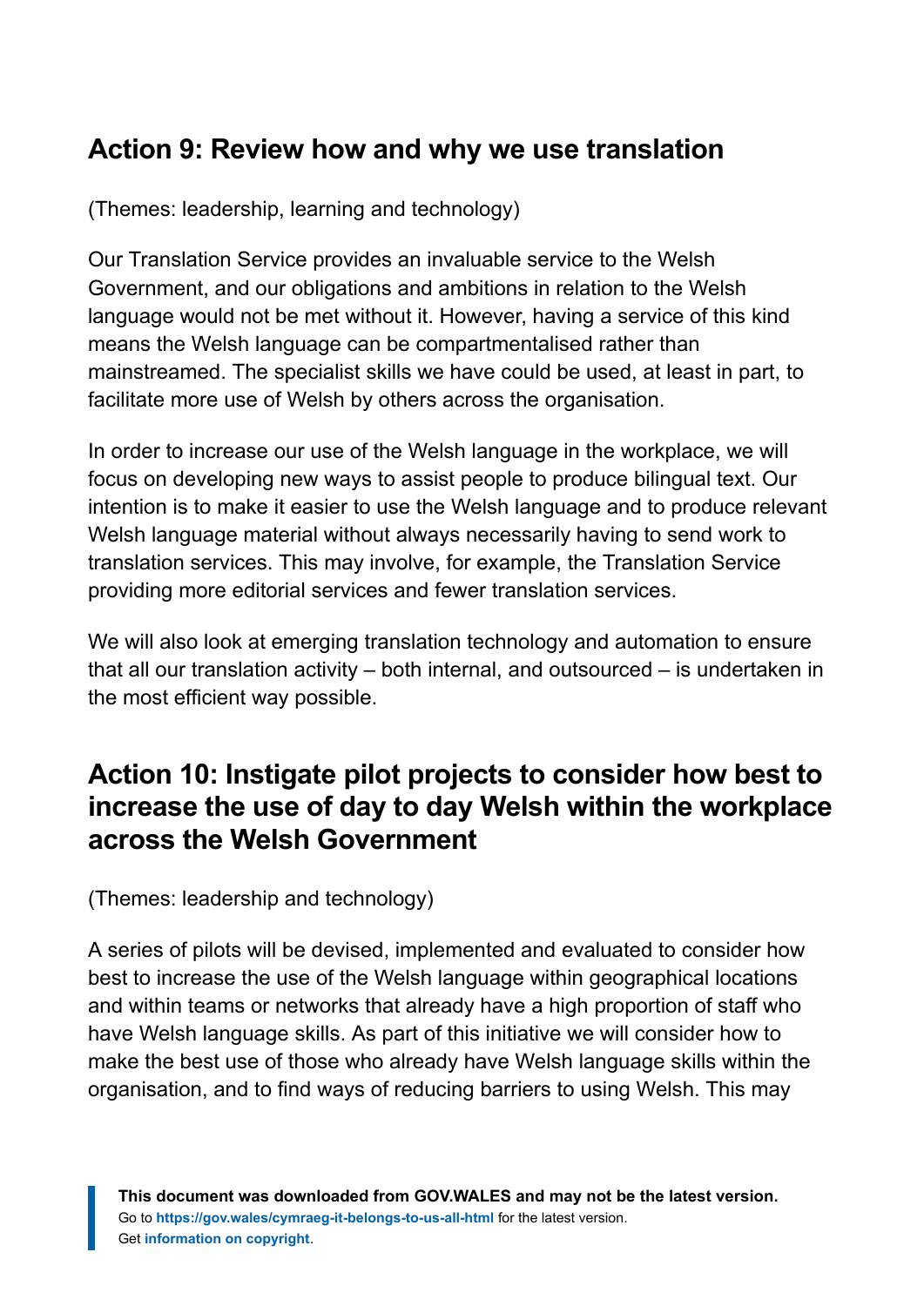## Action 9: Review how and why we use translation

(Themes: leadership, learning and technology)

Our Translation Service provides an invaluable service to the Welsh Government, and our obligations and ambitions in relation to the Welsh language would not be met without it. However, having a service of this kind means the Welsh language can be compartmentalised rather than mainstreamed. The specialist skills we have could be used, at least in part, to facilitate more use of Welsh by others across the organisation.

In order to increase our use of the Welsh language in the workplace, we will focus on developing new ways to assist people to produce bilingual text. Our intention is to make it easier to use the Welsh language and to produce relevant Welsh language material without always necessarily having to send work to translation services. This may involve, for example, the Translation Service providing more editorial services and fewer translation services.

We will also look at emerging translation technology and automation to ensure that all our translation activity – both internal, and outsourced – is undertaken in the most efficient way possible.

## Action 10: Instigate pilot projects to consider how best to increase the use of day to day Welsh within the workplace across the Welsh Government

(Themes: leadership and technology)

A series of pilots will be devised, implemented and evaluated to consider how best to increase the use of the Welsh language within geographical locations and within teams or networks that already have a high proportion of staff who have Welsh language skills. As part of this initiative we will consider how to make the best use of those who already have Welsh language skills within the organisation, and to find ways of reducing barriers to using Welsh. This may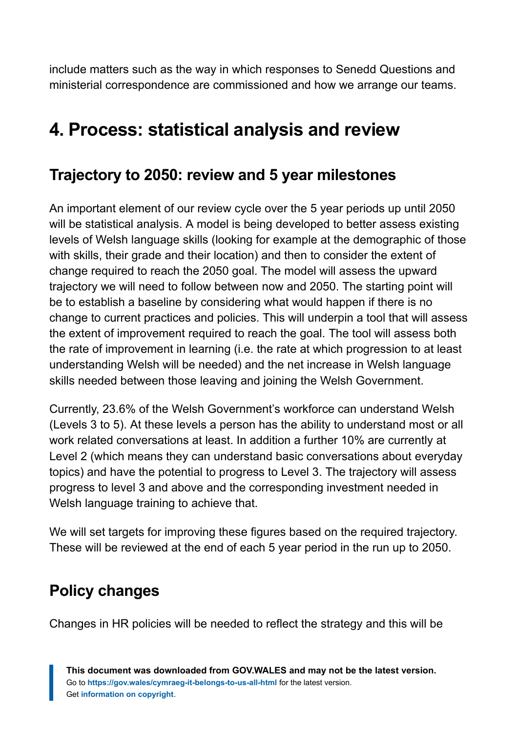include matters such as the way in which responses to Senedd Questions and ministerial correspondence are commissioned and how we arrange our teams.

# 4. Process: statistical analysis and review

## Trajectory to 2050: review and 5 year milestones

An important element of our review cycle over the 5 year periods up until 2050 will be statistical analysis. A model is being developed to better assess existing levels of Welsh language skills (looking for example at the demographic of those with skills, their grade and their location) and then to consider the extent of change required to reach the 2050 goal. The model will assess the upward trajectory we will need to follow between now and 2050. The starting point will be to establish a baseline by considering what would happen if there is no change to current practices and policies. This will underpin a tool that will assess the extent of improvement required to reach the goal. The tool will assess both the rate of improvement in learning (i.e. the rate at which progression to at least understanding Welsh will be needed) and the net increase in Welsh language skills needed between those leaving and joining the Welsh Government.

Currently, 23.6% of the Welsh Government's workforce can understand Welsh (Levels 3 to 5). At these levels a person has the ability to understand most or all work related conversations at least. In addition a further 10% are currently at Level 2 (which means they can understand basic conversations about everyday topics) and have the potential to progress to Level 3. The trajectory will assess progress to level 3 and above and the corresponding investment needed in Welsh language training to achieve that.

We will set targets for improving these figures based on the required trajectory. These will be reviewed at the end of each 5 year period in the run up to 2050.

## Policy changes

Changes in HR policies will be needed to reflect the strategy and this will be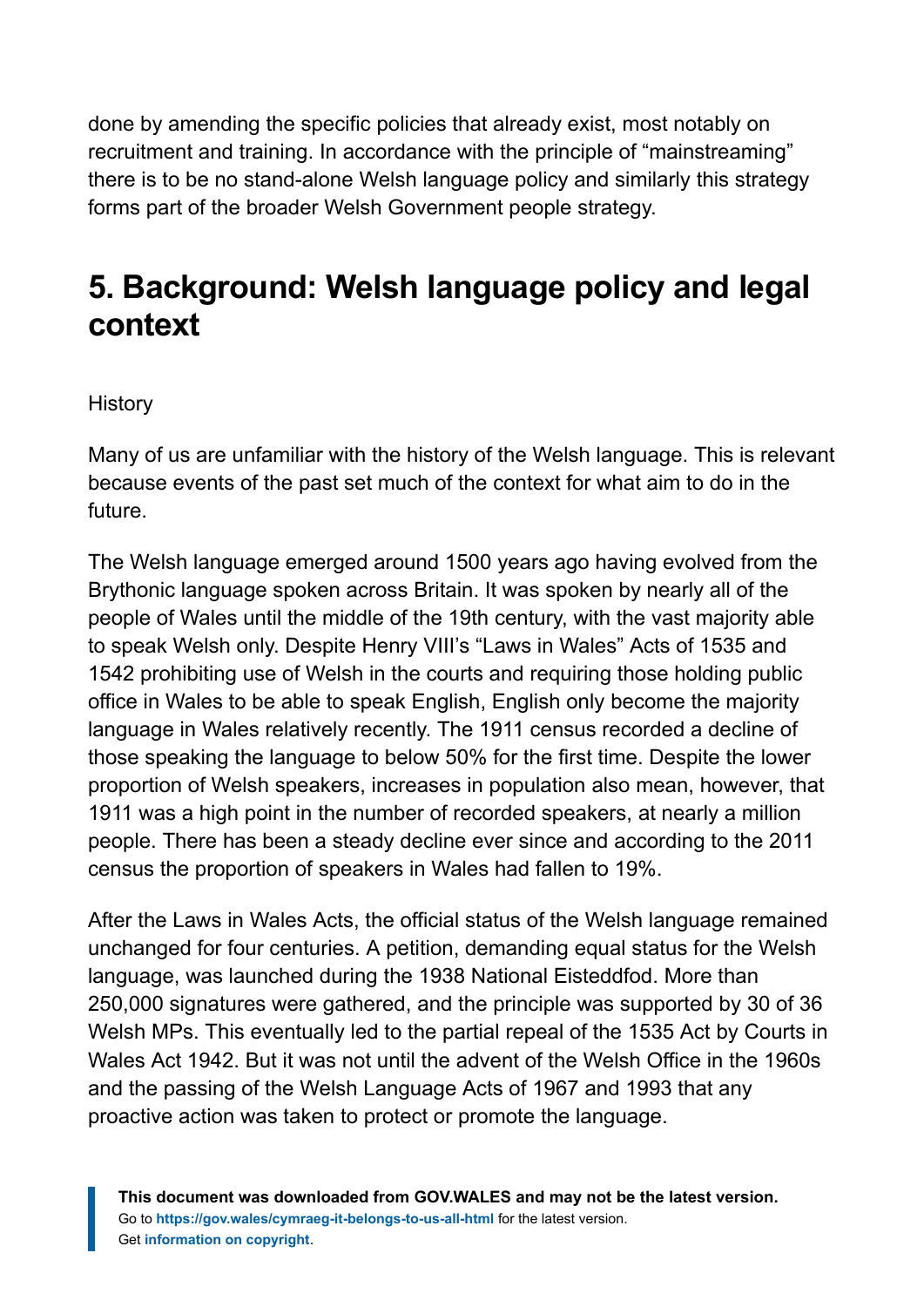done by amending the specific policies that already exist, most notably on recruitment and training. In accordance with the principle of "mainstreaming" there is to be no stand-alone Welsh language policy and similarly this strategy forms part of the broader Welsh Government people strategy.

## 5. Background: Welsh language policy and legal context

History

Many of us are unfamiliar with the history of the Welsh language. This is relevant because events of the past set much of the context for what aim to do in the future.

The Welsh language emerged around 1500 years ago having evolved from the Brythonic language spoken across Britain. It was spoken by nearly all of the people of Wales until the middle of the 19th century, with the vast majority able to speak Welsh only. Despite Henry VIII's "Laws in Wales" Acts of 1535 and 1542 prohibiting use of Welsh in the courts and requiring those holding public office in Wales to be able to speak English, English only become the majority language in Wales relatively recently. The 1911 census recorded a decline of those speaking the language to below 50% for the first time. Despite the lower proportion of Welsh speakers, increases in population also mean, however, that 1911 was a high point in the number of recorded speakers, at nearly a million people. There has been a steady decline ever since and according to the 2011 census the proportion of speakers in Wales had fallen to 19%.

After the Laws in Wales Acts, the official status of the Welsh language remained unchanged for four centuries. A petition, demanding equal status for the Welsh language, was launched during the 1938 National Eisteddfod. More than 250,000 signatures were gathered, and the principle was supported by 30 of 36 Welsh MPs. This eventually led to the partial repeal of the 1535 Act by Courts in Wales Act 1942. But it was not until the advent of the Welsh Office in the 1960s and the passing of the Welsh Language Acts of 1967 and 1993 that any proactive action was taken to protect or promote the language.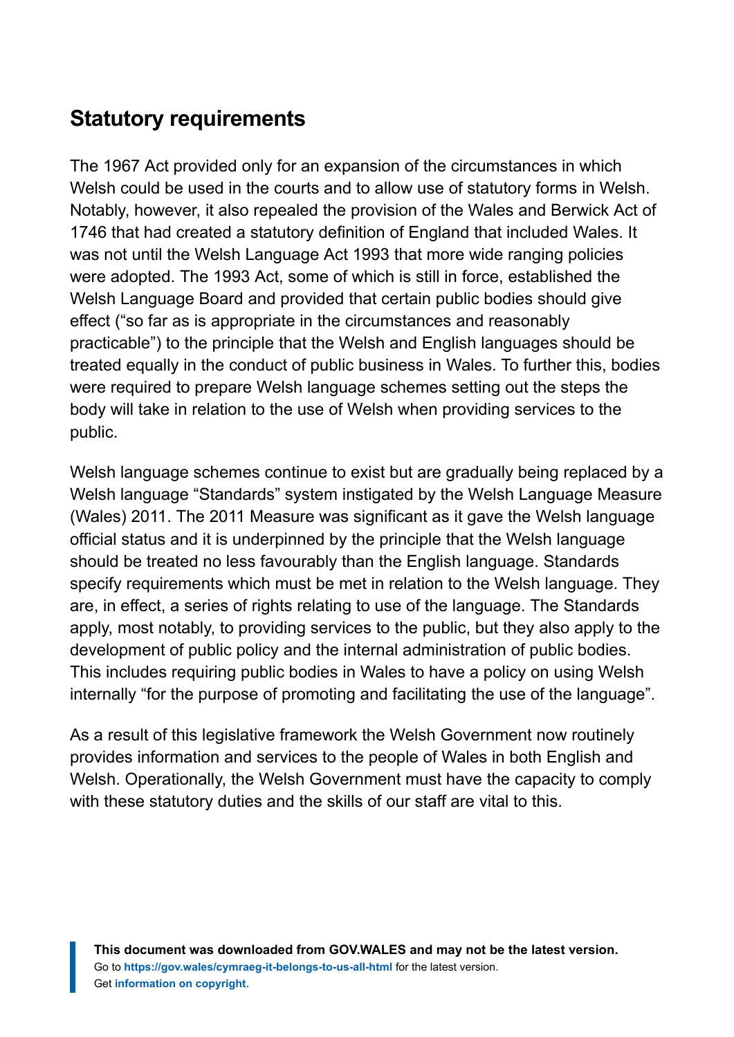## Statutory requirements

The 1967 Act provided only for an expansion of the circumstances in which Welsh could be used in the courts and to allow use of statutory forms in Welsh. Notably, however, it also repealed the provision of the Wales and Berwick Act of 1746 that had created a statutory definition of England that included Wales. It was not until the Welsh Language Act 1993 that more wide ranging policies were adopted. The 1993 Act, some of which is still in force, established the Welsh Language Board and provided that certain public bodies should give effect ("so far as is appropriate in the circumstances and reasonably practicable") to the principle that the Welsh and English languages should be treated equally in the conduct of public business in Wales. To further this, bodies were required to prepare Welsh language schemes setting out the steps the body will take in relation to the use of Welsh when providing services to the public.

Welsh language schemes continue to exist but are gradually being replaced by a Welsh language "Standards" system instigated by the Welsh Language Measure (Wales) 2011. The 2011 Measure was significant as it gave the Welsh language official status and it is underpinned by the principle that the Welsh language should be treated no less favourably than the English language. Standards specify requirements which must be met in relation to the Welsh language. They are, in effect, a series of rights relating to use of the language. The Standards apply, most notably, to providing services to the public, but they also apply to the development of public policy and the internal administration of public bodies. This includes requiring public bodies in Wales to have a policy on using Welsh internally "for the purpose of promoting and facilitating the use of the language".

As a result of this legislative framework the Welsh Government now routinely provides information and services to the people of Wales in both English and Welsh. Operationally, the Welsh Government must have the capacity to comply with these statutory duties and the skills of our staff are vital to this.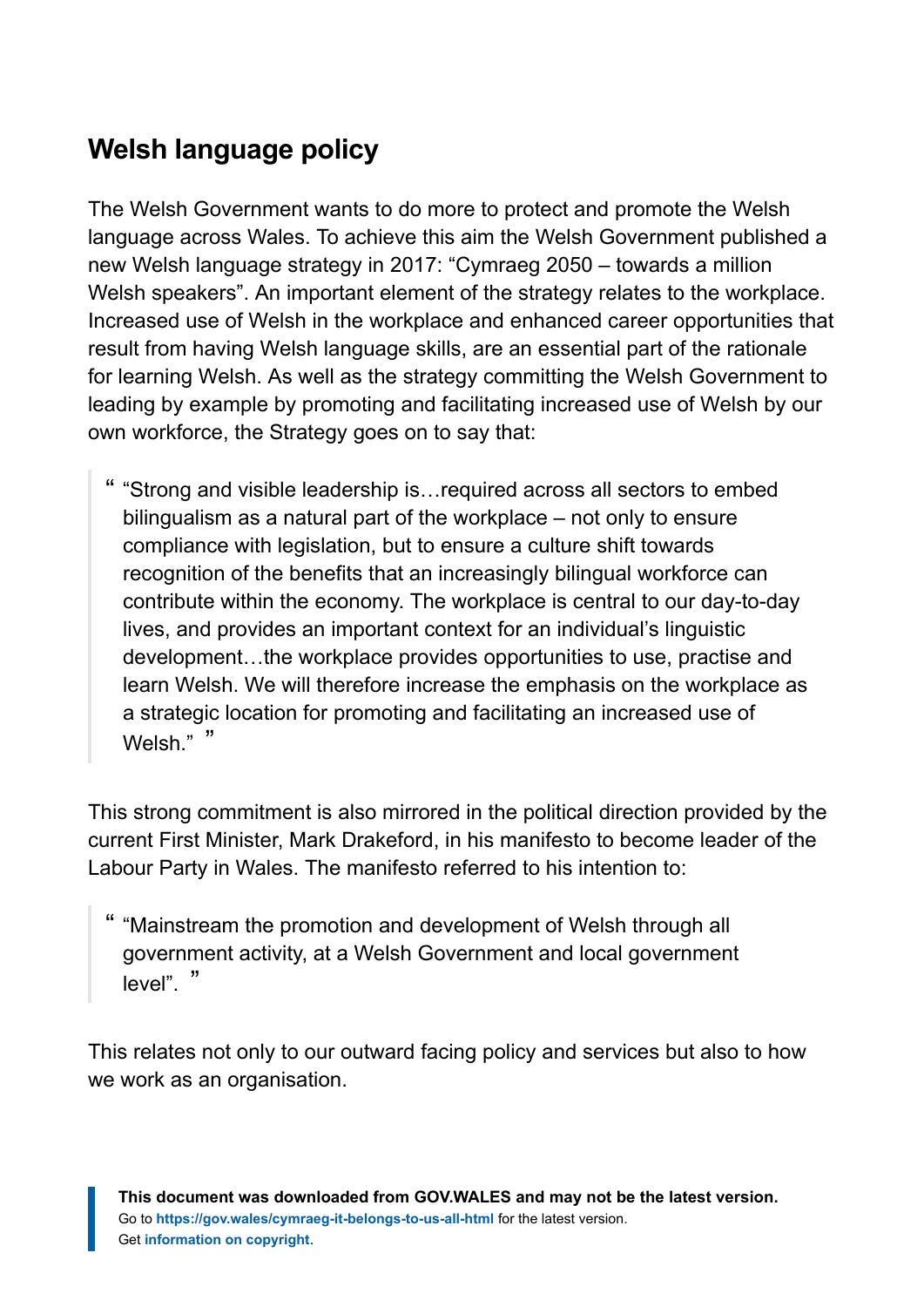## Welsh language policy

The Welsh Government wants to do more to protect and promote the Welsh language across Wales. To achieve this aim the Welsh Government published a new Welsh language strategy in 2017: "Cymraeg 2050 – towards a million Welsh speakers". An important element of the strategy relates to the workplace. Increased use of Welsh in the workplace and enhanced career opportunities that result from having Welsh language skills, are an essential part of the rationale for learning Welsh. As well as the strategy committing the Welsh Government to leading by example by promoting and facilitating increased use of Welsh by our own workforce, the Strategy goes on to say that:

> "Strong and visible leadership is…required across all sectors to embed bilingualism as a natural part of the workplace – not only to ensure compliance with legislation, but to ensure a culture shift towards recognition of the benefits that an increasingly bilingual workforce can contribute within the economy. The workplace is central to our day-to-day lives, and provides an important context for an individual's linguistic development…the workplace provides opportunities to use, practise and learn Welsh. We will therefore increase the emphasis on the workplace as a strategic location for promoting and facilitating an increased use of Welsh."

This strong commitment is also mirrored in the political direction provided by the current First Minister, Mark Drakeford, in his manifesto to become leader of the Labour Party in Wales. The manifesto referred to his intention to:

> "Mainstream the promotion and development of Welsh through all government activity, at a Welsh Government and local government level".

This relates not only to our outward facing policy and services but also to how we work as an organisation.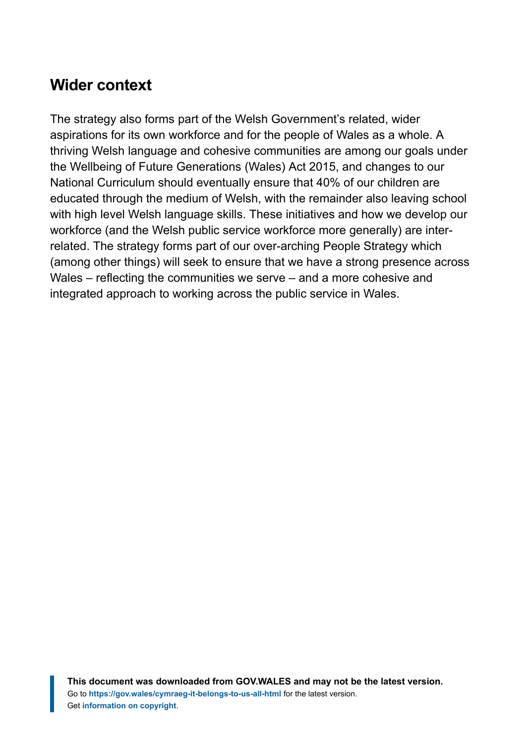## Wider context

The strategy also forms part of the Welsh Government's related, wider aspirations for its own workforce and for the people of Wales as a whole. A thriving Welsh language and cohesive communities are among our goals under the Wellbeing of Future Generations (Wales) Act 2015, and changes to our National Curriculum should eventually ensure that 40% of our children are educated through the medium of Welsh, with the remainder also leaving school with high level Welsh language skills. These initiatives and how we develop our workforce (and the Welsh public service workforce more generally) are inter-related. The strategy forms part of our over-arching People Strategy which (among other things) will seek to ensure that we have a strong presence across Wales – reflecting the communities we serve – and a more cohesive and integrated approach to working across the public service in Wales.

**This document was downloaded from GOV.WALES and may not be the latest version.**
Go to **https://gov.wales/cymraeg-it-belongs-to-us-all-html** for the latest version.
Get **information on copyright**.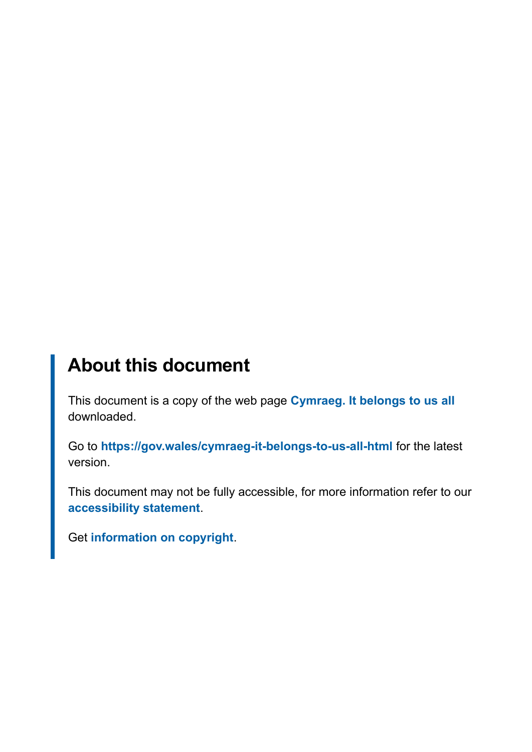## About this document

This document is a copy of the web page **Cymraeg. It belongs to us all** downloaded.

Go to **https://gov.wales/cymraeg-it-belongs-to-us-all-html** for the latest version.

This document may not be fully accessible, for more information refer to our **accessibility statement**.

Get **information on copyright**.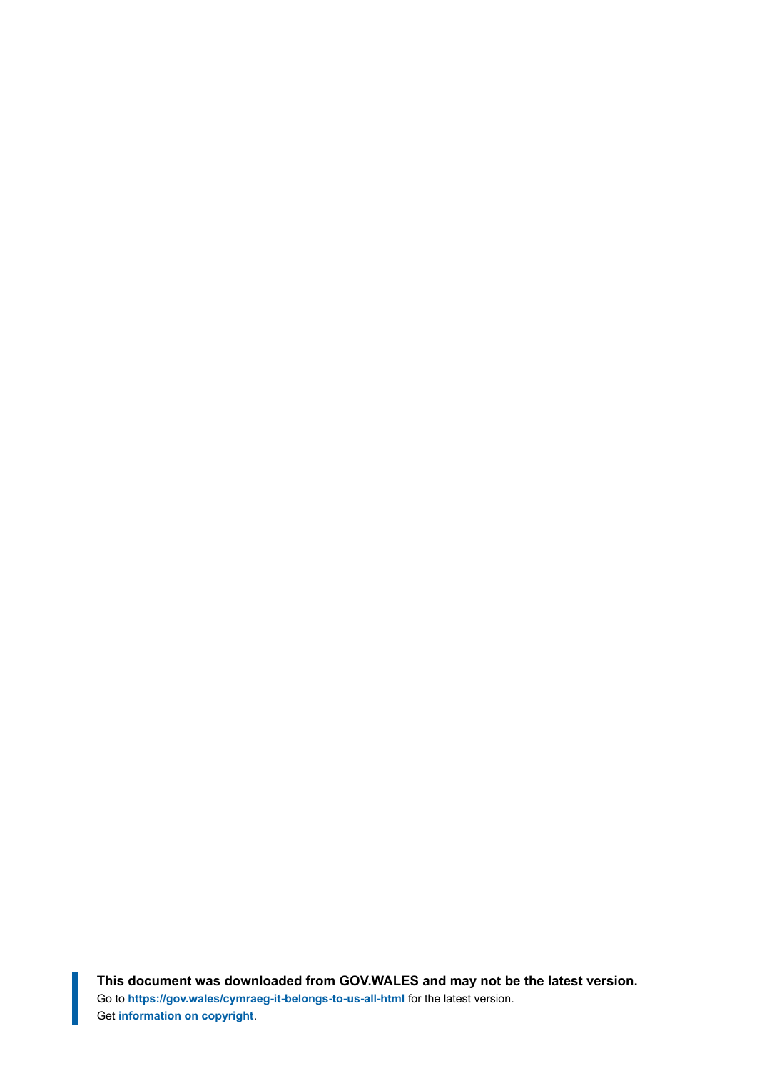**This document was downloaded from GOV.WALES and may not be the latest version.**
Go to **https://gov.wales/cymraeg-it-belongs-to-us-all-html** for the latest version.
Get **information on copyright**.